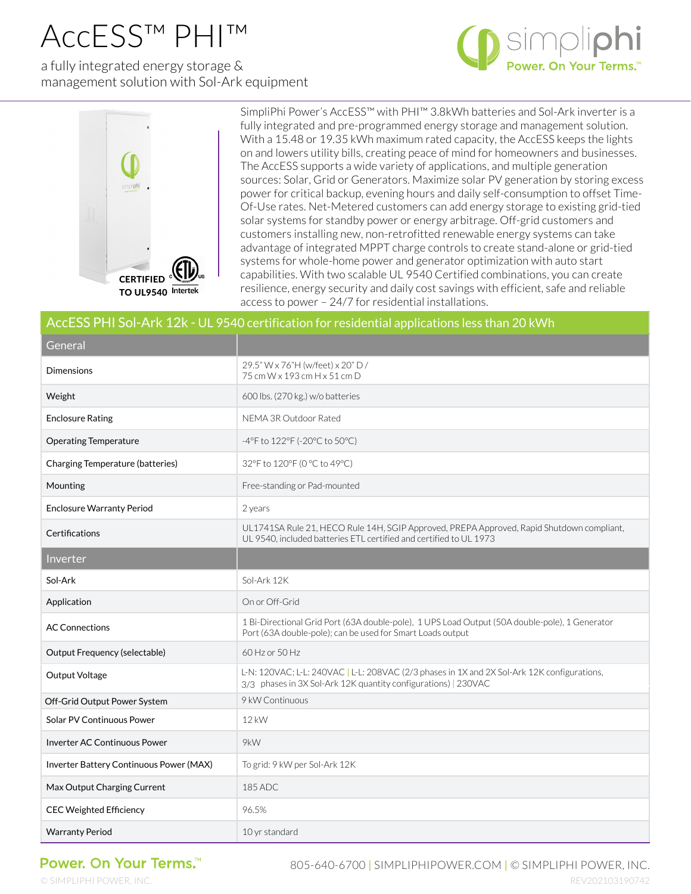# AcCESS™ PHI™

a fully integrated energy storage & management solution with Sol-Ark equipment

simpliphi
Power. On Your Terms.™

CERTIFIED TO UL9540

SimpliPhi Power's AcCESS™ with PHI™ 3.8kWh batteries and Sol-Ark inverter is a fully integrated and pre-programmed energy storage and management solution. With a 15.48 or 19.35 kWh maximum rated capacity, the AcCESS keeps the lights on and lowers utility bills, creating peace of mind for homeowners and businesses. The AcCESS supports a wide variety of applications, and multiple generation sources: Solar, Grid or Generators. Maximize solar PV generation by storing excess power for critical backup, evening hours and daily self-consumption to offset Time-Of-Use rates. Net-Metered customers can add energy storage to existing grid-tied solar systems for standby power or energy arbitrage. Off-grid customers and customers installing new, non-retrofitted renewable energy systems can take advantage of integrated MPPT charge controls to create stand-alone or grid-tied systems for whole-home power and generator optimization with auto start capabilities. With two scalable UL 9540 Certified combinations, you can create resilience, energy security and daily cost savings with efficient, safe and reliable access to power – 24/7 for residential installations.

## AcCESS PHI Sol-Ark 12k - UL 9540 certification for residential applications less than 20 kWh

| General | |
|---|---|
| Dimensions | 29.5" W x 76"H (w/feet) x 20" D / 75 cm W x 193 cm H x 51 cm D |
| Weight | 600 lbs. (270 kg.) w/o batteries |
| Enclosure Rating | NEMA 3R Outdoor Rated |
| Operating Temperature | -4°F to 122°F (-20°C to 50°C) |
| Charging Temperature (batteries) | 32°F to 120°F (0 °C to 49°C) |
| Mounting | Free-standing or Pad-mounted |
| Enclosure Warranty Period | 2 years |
| Certifications | UL1741SA Rule 21, HECO Rule 14H, SGIP Approved, PREPA Approved, Rapid Shutdown compliant, UL 9540, included batteries ETL certified and certified to UL 1973 |
| **Inverter** | |
| Sol-Ark | Sol-Ark 12K |
| Application | On or Off-Grid |
| AC Connections | 1 Bi-Directional Grid Port (63A double-pole), 1 UPS Load Output (50A double-pole), 1 Generator Port (63A double-pole); can be used for Smart Loads output |
| Output Frequency (selectable) | 60 Hz or 50 Hz |
| Output Voltage | L-N: 120VAC; L-L: 240VAC \| L-L: 208VAC (2/3 phases in 1X and 2X Sol-Ark 12K configurations, 3/3 phases in 3X Sol-Ark 12K quantity configurations) \| 230VAC |
| Off-Grid Output Power System | 9 kW Continuous |
| Solar PV Continuous Power | 12 kW |
| Inverter AC Continuous Power | 9kW |
| Inverter Battery Continuous Power (MAX) | To grid: 9 kW per Sol-Ark 12K |
| Max Output Charging Current | 185 ADC |
| CEC Weighted Efficiency | 96.5% |
| Warranty Period | 10 yr standard |

Power. On Your Terms.™

805-640-6700 | SIMPLIPHIPOWER.COM | © SIMPLIPHI POWER, INC.

© SIMPLIPHI POWER, INC. REV202103190742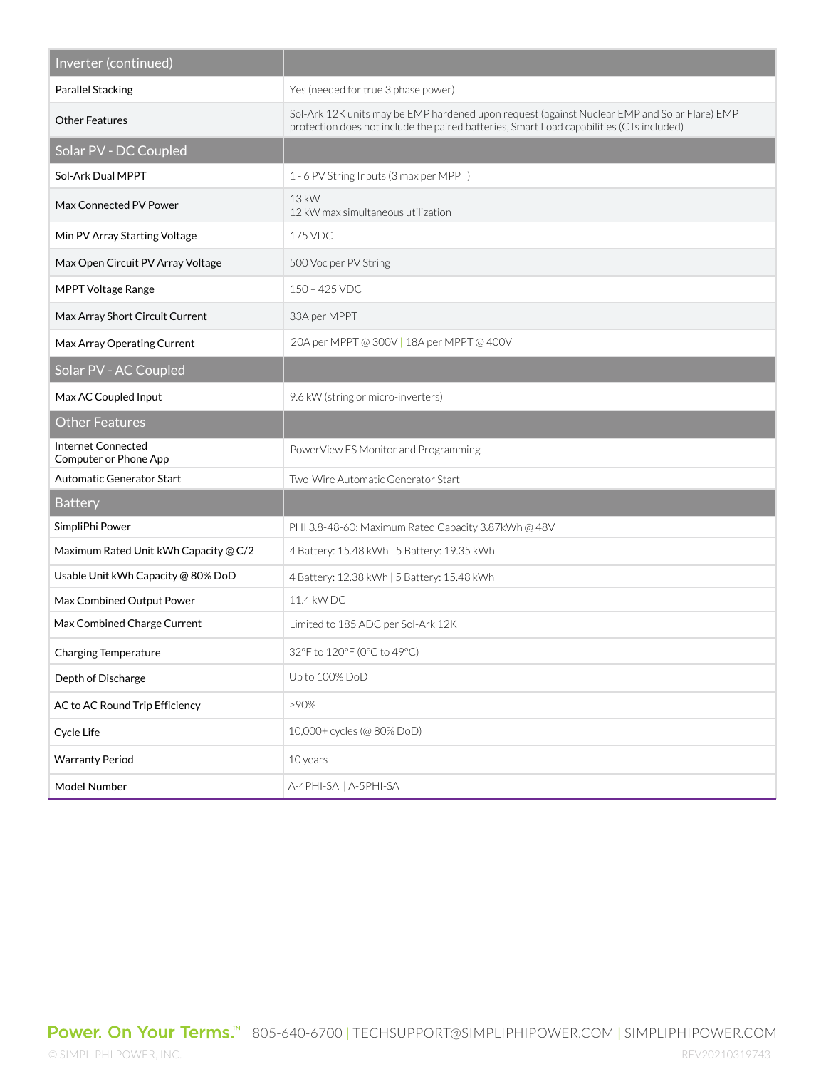| Inverter (continued) | |
|---|---|
| Parallel Stacking | Yes (needed for true 3 phase power) |
| Other Features | Sol-Ark 12K units may be EMP hardened upon request (against Nuclear EMP and Solar Flare) EMP protection does not include the paired batteries, Smart Load capabilities (CTs included) |
| **Solar PV - DC Coupled** | |
| Sol-Ark Dual MPPT | 1 - 6 PV String Inputs (3 max per MPPT) |
| Max Connected PV Power | 13 kW<br>12 kW max simultaneous utilization |
| Min PV Array Starting Voltage | 175 VDC |
| Max Open Circuit PV Array Voltage | 500 Voc per PV String |
| MPPT Voltage Range | 150 – 425 VDC |
| Max Array Short Circuit Current | 33A per MPPT |
| Max Array Operating Current | 20A per MPPT @ 300V \| 18A per MPPT @ 400V |
| **Solar PV - AC Coupled** | |
| Max AC Coupled Input | 9.6 kW (string or micro-inverters) |
| **Other Features** | |
| Internet Connected Computer or Phone App | PowerView ES Monitor and Programming |
| Automatic Generator Start | Two-Wire Automatic Generator Start |
| **Battery** | |
| SimpliPhi Power | PHI 3.8-48-60: Maximum Rated Capacity 3.87kWh @ 48V |
| Maximum Rated Unit kWh Capacity @ C/2 | 4 Battery: 15.48 kWh \| 5 Battery: 19.35 kWh |
| Usable Unit kWh Capacity @ 80% DoD | 4 Battery: 12.38 kWh \| 5 Battery: 15.48 kWh |
| Max Combined Output Power | 11.4 kW DC |
| Max Combined Charge Current | Limited to 185 ADC per Sol-Ark 12K |
| Charging Temperature | 32°F to 120°F (0°C to 49°C) |
| Depth of Discharge | Up to 100% DoD |
| AC to AC Round Trip Efficiency | >90% |
| Cycle Life | 10,000+ cycles (@ 80% DoD) |
| Warranty Period | 10 years |
| Model Number | A-4PHI-SA \| A-5PHI-SA |

**Power. On Your Terms.™** 805-640-6700 | TECHSUPPORT@SIMPLIPHIPOWER.COM | SIMPLIPHIPOWER.COM

© SIMPLIPHI POWER, INC. REV20210319743